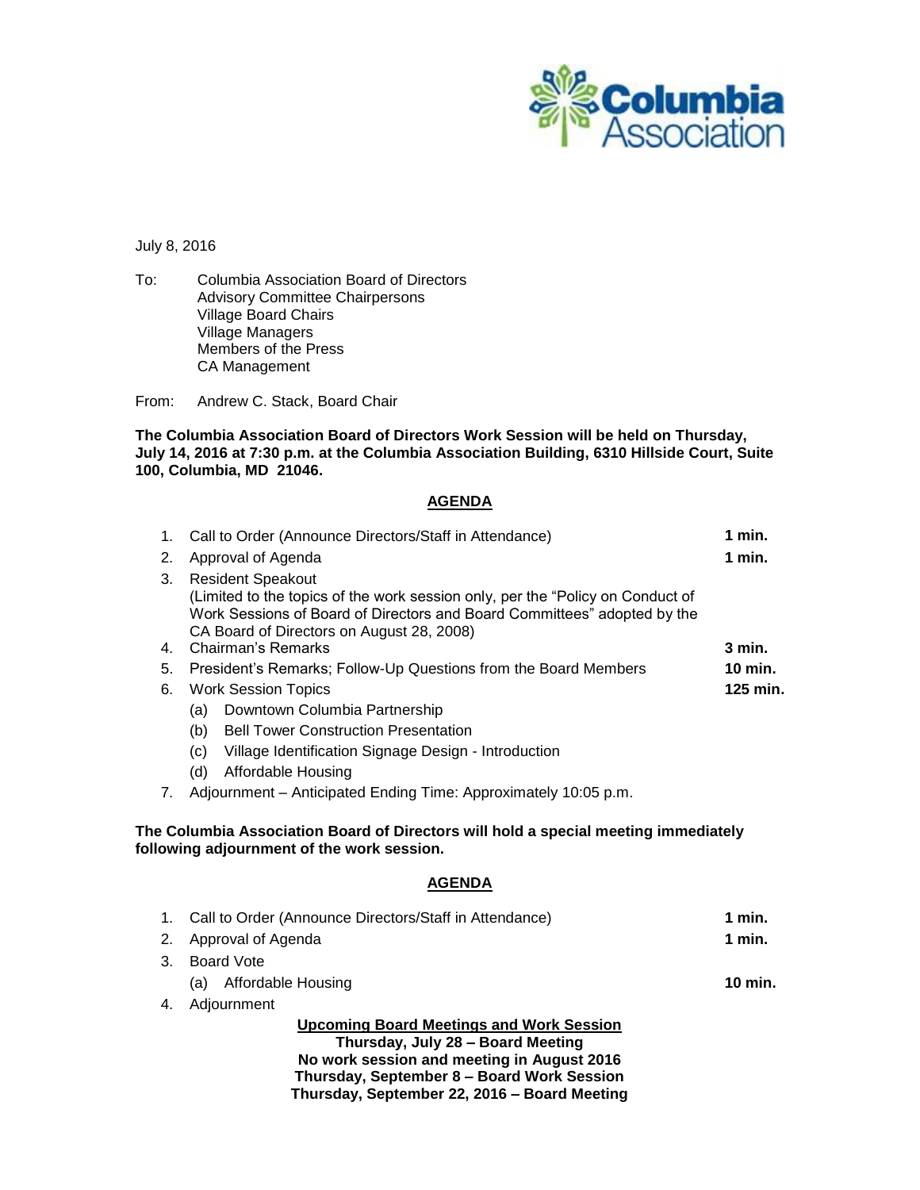July 8, 2016

To: Columbia Association Board of Directors
Advisory Committee Chairpersons
Village Board Chairs
Village Managers
Members of the Press
CA Management

From: Andrew C. Stack, Board Chair

**The Columbia Association Board of Directors Work Session will be held on Thursday, July 14, 2016 at 7:30 p.m. at the Columbia Association Building, 6310 Hillside Court, Suite 100, Columbia, MD 21046.**

## AGENDA

1. Call to Order (Announce Directors/Staff in Attendance) — **1 min.**
2. Approval of Agenda — **1 min.**
3. Resident Speakout
   (Limited to the topics of the work session only, per the "Policy on Conduct of Work Sessions of Board of Directors and Board Committees" adopted by the CA Board of Directors on August 28, 2008)
4. Chairman's Remarks — **3 min.**
5. President's Remarks; Follow-Up Questions from the Board Members — **10 min.**
6. Work Session Topics — **125 min.**
   (a) Downtown Columbia Partnership
   (b) Bell Tower Construction Presentation
   (c) Village Identification Signage Design - Introduction
   (d) Affordable Housing
7. Adjournment – Anticipated Ending Time: Approximately 10:05 p.m.

**The Columbia Association Board of Directors will hold a special meeting immediately following adjournment of the work session.**

## AGENDA

1. Call to Order (Announce Directors/Staff in Attendance) — **1 min.**
2. Approval of Agenda — **1 min.**
3. Board Vote
   (a) Affordable Housing — **10 min.**
4. Adjournment

**Upcoming Board Meetings and Work Session**
**Thursday, July 28 – Board Meeting**
**No work session and meeting in August 2016**
**Thursday, September 8 – Board Work Session**
**Thursday, September 22, 2016 – Board Meeting**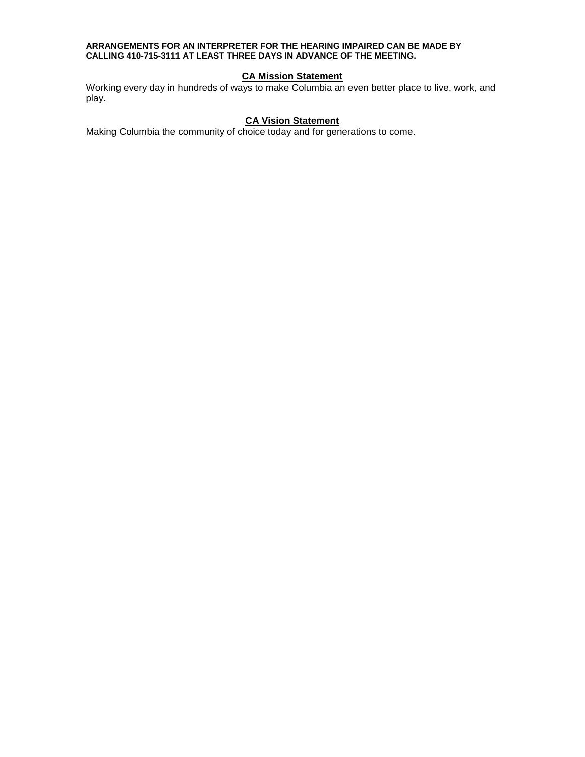**ARRANGEMENTS FOR AN INTERPRETER FOR THE HEARING IMPAIRED CAN BE MADE BY CALLING 410-715-3111 AT LEAST THREE DAYS IN ADVANCE OF THE MEETING.**

## CA Mission Statement

Working every day in hundreds of ways to make Columbia an even better place to live, work, and play.

## CA Vision Statement

Making Columbia the community of choice today and for generations to come.